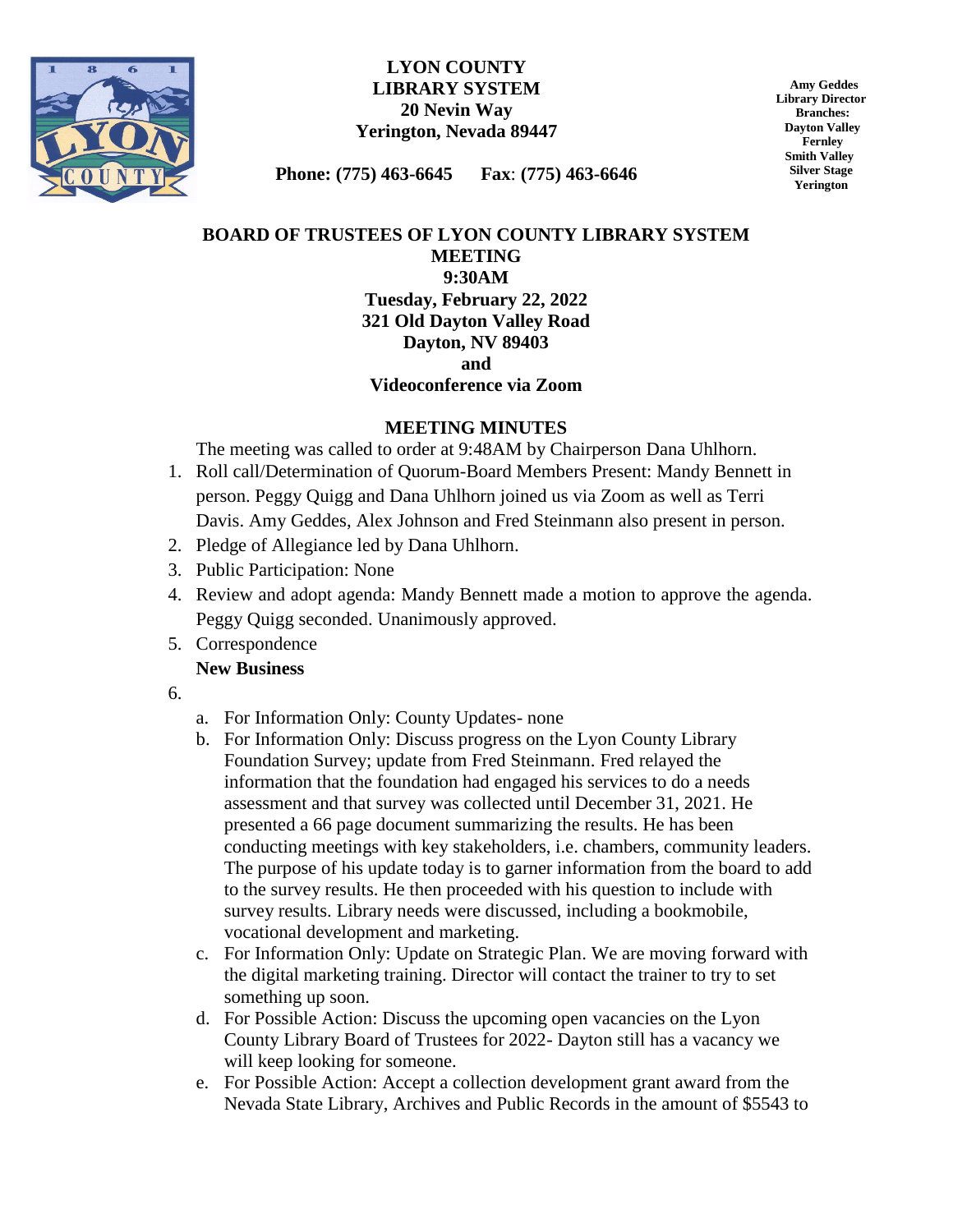**LYON COUNTY**
**LIBRARY SYSTEM**
**20 Nevin Way**
**Yerington, Nevada 89447**

**Phone: (775) 463-6645 Fax: (775) 463-6646**

**Amy Geddes**
**Library Director**
**Branches:**
**Dayton Valley**
**Fernley**
**Smith Valley**
**Silver Stage**
**Yerington**

# BOARD OF TRUSTEES OF LYON COUNTY LIBRARY SYSTEM MEETING

**9:30AM**
**Tuesday, February 22, 2022**
**321 Old Dayton Valley Road**
**Dayton, NV 89403**
**and**
**Videoconference via Zoom**

## MEETING MINUTES

The meeting was called to order at 9:48AM by Chairperson Dana Uhlhorn.

1. Roll call/Determination of Quorum-Board Members Present: Mandy Bennett in person. Peggy Quigg and Dana Uhlhorn joined us via Zoom as well as Terri Davis. Amy Geddes, Alex Johnson and Fred Steinmann also present in person.
2. Pledge of Allegiance led by Dana Uhlhorn.
3. Public Participation: None
4. Review and adopt agenda: Mandy Bennett made a motion to approve the agenda. Peggy Quigg seconded. Unanimously approved.
5. Correspondence

**New Business**

6.
   a. For Information Only: County Updates- none
   b. For Information Only: Discuss progress on the Lyon County Library Foundation Survey; update from Fred Steinmann. Fred relayed the information that the foundation had engaged his services to do a needs assessment and that survey was collected until December 31, 2021. He presented a 66 page document summarizing the results. He has been conducting meetings with key stakeholders, i.e. chambers, community leaders. The purpose of his update today is to garner information from the board to add to the survey results. He then proceeded with his question to include with survey results. Library needs were discussed, including a bookmobile, vocational development and marketing.
   c. For Information Only: Update on Strategic Plan. We are moving forward with the digital marketing training. Director will contact the trainer to try to set something up soon.
   d. For Possible Action: Discuss the upcoming open vacancies on the Lyon County Library Board of Trustees for 2022- Dayton still has a vacancy we will keep looking for someone.
   e. For Possible Action: Accept a collection development grant award from the Nevada State Library, Archives and Public Records in the amount of $5543 to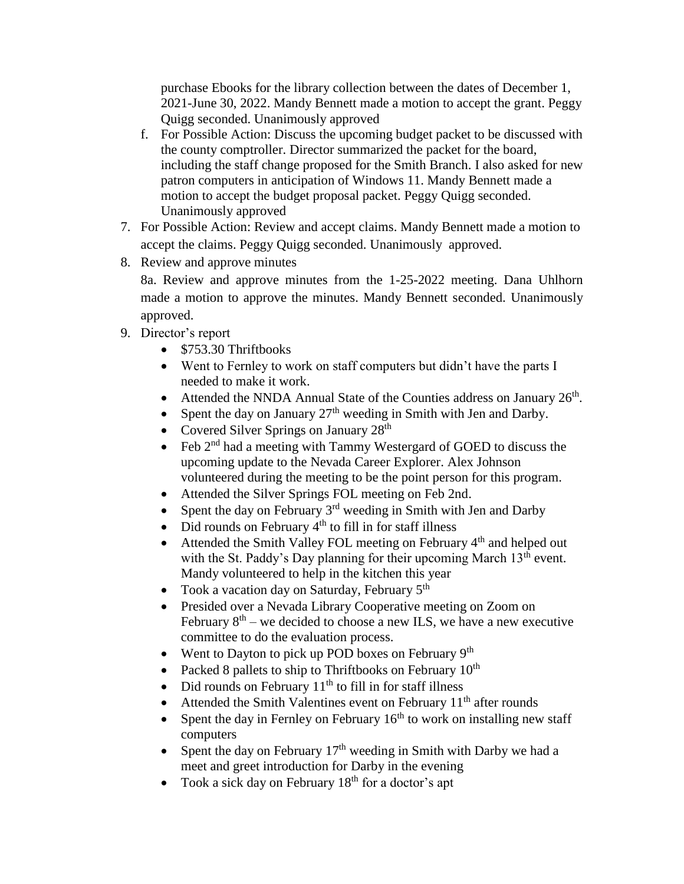purchase Ebooks for the library collection between the dates of December 1, 2021-June 30, 2022. Mandy Bennett made a motion to accept the grant. Peggy Quigg seconded. Unanimously approved

f. For Possible Action: Discuss the upcoming budget packet to be discussed with the county comptroller. Director summarized the packet for the board, including the staff change proposed for the Smith Branch. I also asked for new patron computers in anticipation of Windows 11. Mandy Bennett made a motion to accept the budget proposal packet. Peggy Quigg seconded. Unanimously approved

7. For Possible Action: Review and accept claims. Mandy Bennett made a motion to accept the claims. Peggy Quigg seconded. Unanimously approved.
8. Review and approve minutes

   8a. Review and approve minutes from the 1-25-2022 meeting. Dana Uhlhorn made a motion to approve the minutes. Mandy Bennett seconded. Unanimously approved.
9. Director's report
   - $753.30 Thriftbooks
   - Went to Fernley to work on staff computers but didn't have the parts I needed to make it work.
   - Attended the NNDA Annual State of the Counties address on January 26th.
   - Spent the day on January 27th weeding in Smith with Jen and Darby.
   - Covered Silver Springs on January 28th
   - Feb 2nd had a meeting with Tammy Westergard of GOED to discuss the upcoming update to the Nevada Career Explorer. Alex Johnson volunteered during the meeting to be the point person for this program.
   - Attended the Silver Springs FOL meeting on Feb 2nd.
   - Spent the day on February 3rd weeding in Smith with Jen and Darby
   - Did rounds on February 4th to fill in for staff illness
   - Attended the Smith Valley FOL meeting on February 4th and helped out with the St. Paddy's Day planning for their upcoming March 13th event. Mandy volunteered to help in the kitchen this year
   - Took a vacation day on Saturday, February 5th
   - Presided over a Nevada Library Cooperative meeting on Zoom on February 8th – we decided to choose a new ILS, we have a new executive committee to do the evaluation process.
   - Went to Dayton to pick up POD boxes on February 9th
   - Packed 8 pallets to ship to Thriftbooks on February 10th
   - Did rounds on February 11th to fill in for staff illness
   - Attended the Smith Valentines event on February 11th after rounds
   - Spent the day in Fernley on February 16th to work on installing new staff computers
   - Spent the day on February 17th weeding in Smith with Darby we had a meet and greet introduction for Darby in the evening
   - Took a sick day on February 18th for a doctor's apt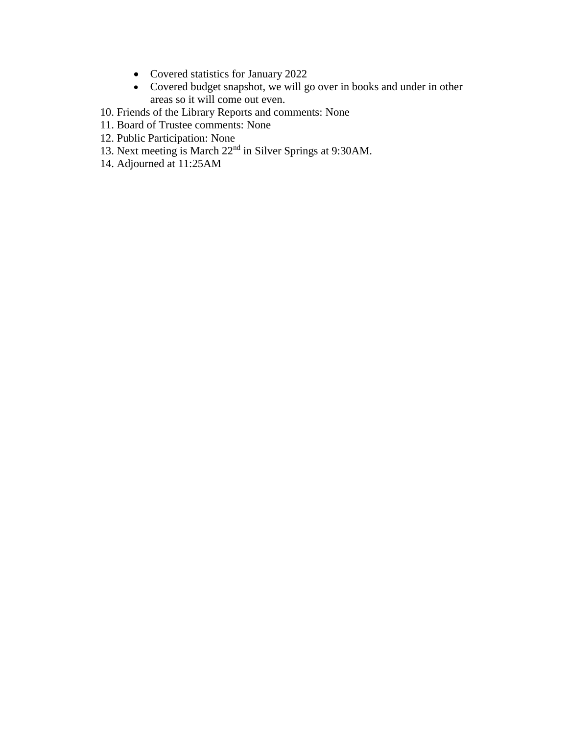- Covered statistics for January 2022
- Covered budget snapshot, we will go over in books and under in other areas so it will come out even.

10. Friends of the Library Reports and comments: None
11. Board of Trustee comments: None
12. Public Participation: None
13. Next meeting is March 22nd in Silver Springs at 9:30AM.
14. Adjourned at 11:25AM